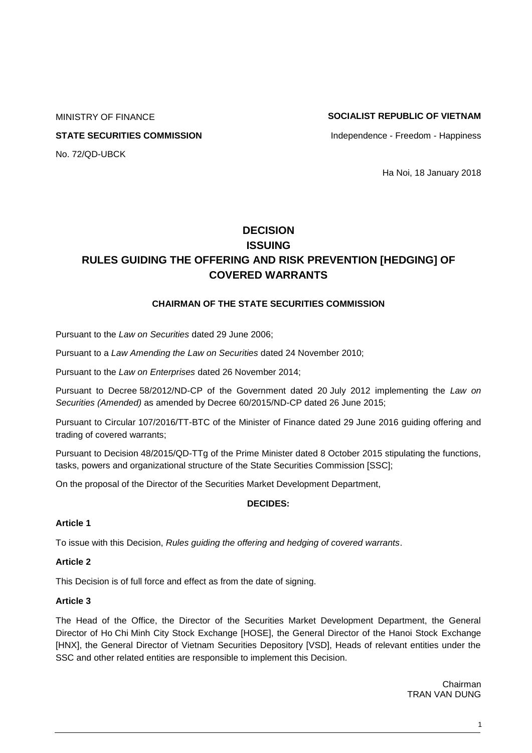MINISTRY OF FINANCE

**STATE SECURITIES COMMISSION**

No. 72/QD-UBCK

**SOCIALIST REPUBLIC OF VIETNAM**

Independence - Freedom - Happiness

Ha Noi, 18 January 2018

# DECISION
# ISSUING
# RULES GUIDING THE OFFERING AND RISK PREVENTION [HEDGING] OF COVERED WARRANTS

**CHAIRMAN OF THE STATE SECURITIES COMMISSION**

Pursuant to the *Law on Securities* dated 29 June 2006;

Pursuant to a *Law Amending the Law on Securities* dated 24 November 2010;

Pursuant to the *Law on Enterprises* dated 26 November 2014;

Pursuant to Decree 58/2012/ND-CP of the Government dated 20 July 2012 implementing the *Law on Securities (Amended)* as amended by Decree 60/2015/ND-CP dated 26 June 2015;

Pursuant to Circular 107/2016/TT-BTC of the Minister of Finance dated 29 June 2016 guiding offering and trading of covered warrants;

Pursuant to Decision 48/2015/QD-TTg of the Prime Minister dated 8 October 2015 stipulating the functions, tasks, powers and organizational structure of the State Securities Commission [SSC];

On the proposal of the Director of the Securities Market Development Department,

**DECIDES:**

**Article 1**

To issue with this Decision, *Rules guiding the offering and hedging of covered warrants*.

**Article 2**

This Decision is of full force and effect as from the date of signing.

**Article 3**

The Head of the Office, the Director of the Securities Market Development Department, the General Director of Ho Chi Minh City Stock Exchange [HOSE], the General Director of the Hanoi Stock Exchange [HNX], the General Director of Vietnam Securities Depository [VSD], Heads of relevant entities under the SSC and other related entities are responsible to implement this Decision.

Chairman
TRAN VAN DUNG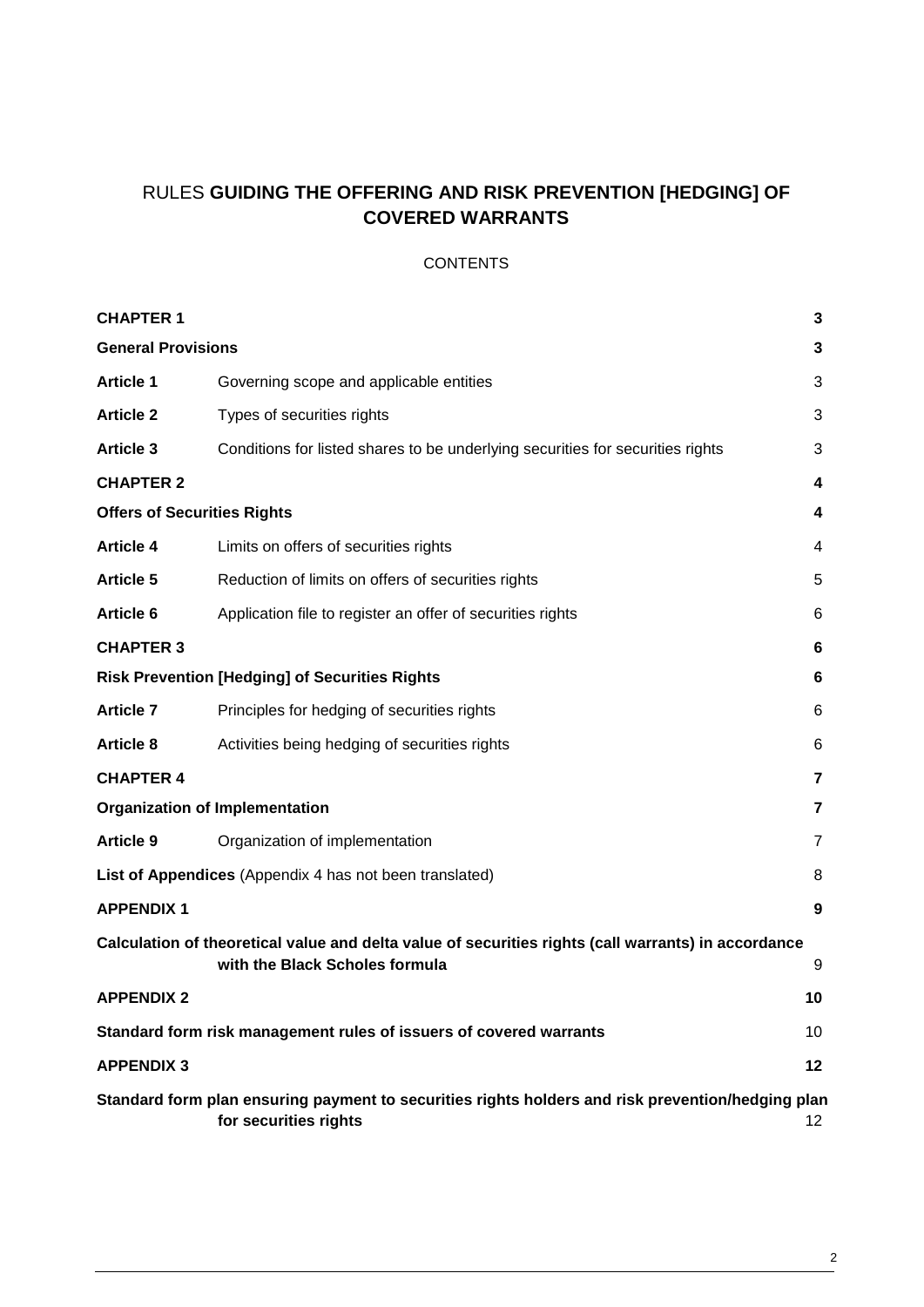# RULES **GUIDING THE OFFERING AND RISK PREVENTION [HEDGING] OF COVERED WARRANTS**

CONTENTS

| | | |
|---|---|---|
| **CHAPTER 1** | | **3** |
| **General Provisions** | | **3** |
| **Article 1** | Governing scope and applicable entities | 3 |
| **Article 2** | Types of securities rights | 3 |
| **Article 3** | Conditions for listed shares to be underlying securities for securities rights | 3 |
| **CHAPTER 2** | | **4** |
| **Offers of Securities Rights** | | **4** |
| **Article 4** | Limits on offers of securities rights | 4 |
| **Article 5** | Reduction of limits on offers of securities rights | 5 |
| **Article 6** | Application file to register an offer of securities rights | 6 |
| **CHAPTER 3** | | **6** |
| **Risk Prevention [Hedging] of Securities Rights** | | **6** |
| **Article 7** | Principles for hedging of securities rights | 6 |
| **Article 8** | Activities being hedging of securities rights | 6 |
| **CHAPTER 4** | | **7** |
| **Organization of Implementation** | | **7** |
| **Article 9** | Organization of implementation | 7 |
| **List of Appendices** (Appendix 4 has not been translated) | | 8 |
| **APPENDIX 1** | | **9** |
| **Calculation of theoretical value and delta value of securities rights (call warrants) in accordance with the Black Scholes formula** | | 9 |
| **APPENDIX 2** | | **10** |
| **Standard form risk management rules of issuers of covered warrants** | | 10 |
| **APPENDIX 3** | | **12** |
| **Standard form plan ensuring payment to securities rights holders and risk prevention/hedging plan for securities rights** | | 12 |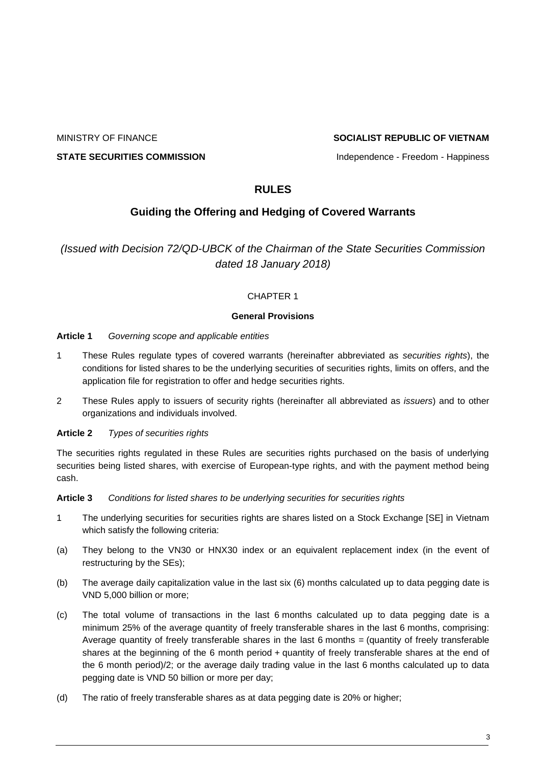MINISTRY OF FINANCE

**STATE SECURITIES COMMISSION**

**SOCIALIST REPUBLIC OF VIETNAM**

Independence - Freedom - Happiness

# RULES

## Guiding the Offering and Hedging of Covered Warrants

*(Issued with Decision 72/QD-UBCK of the Chairman of the State Securities Commission dated 18 January 2018)*

CHAPTER 1

**General Provisions**

**Article 1** *Governing scope and applicable entities*

1 These Rules regulate types of covered warrants (hereinafter abbreviated as *securities rights*), the conditions for listed shares to be the underlying securities of securities rights, limits on offers, and the application file for registration to offer and hedge securities rights.

2 These Rules apply to issuers of security rights (hereinafter all abbreviated as *issuers*) and to other organizations and individuals involved.

**Article 2** *Types of securities rights*

The securities rights regulated in these Rules are securities rights purchased on the basis of underlying securities being listed shares, with exercise of European-type rights, and with the payment method being cash.

**Article 3** *Conditions for listed shares to be underlying securities for securities rights*

1 The underlying securities for securities rights are shares listed on a Stock Exchange [SE] in Vietnam which satisfy the following criteria:

(a) They belong to the VN30 or HNX30 index or an equivalent replacement index (in the event of restructuring by the SEs);

(b) The average daily capitalization value in the last six (6) months calculated up to data pegging date is VND 5,000 billion or more;

(c) The total volume of transactions in the last 6 months calculated up to data pegging date is a minimum 25% of the average quantity of freely transferable shares in the last 6 months, comprising: Average quantity of freely transferable shares in the last 6 months = (quantity of freely transferable shares at the beginning of the 6 month period + quantity of freely transferable shares at the end of the 6 month period)/2; or the average daily trading value in the last 6 months calculated up to data pegging date is VND 50 billion or more per day;

(d) The ratio of freely transferable shares as at data pegging date is 20% or higher;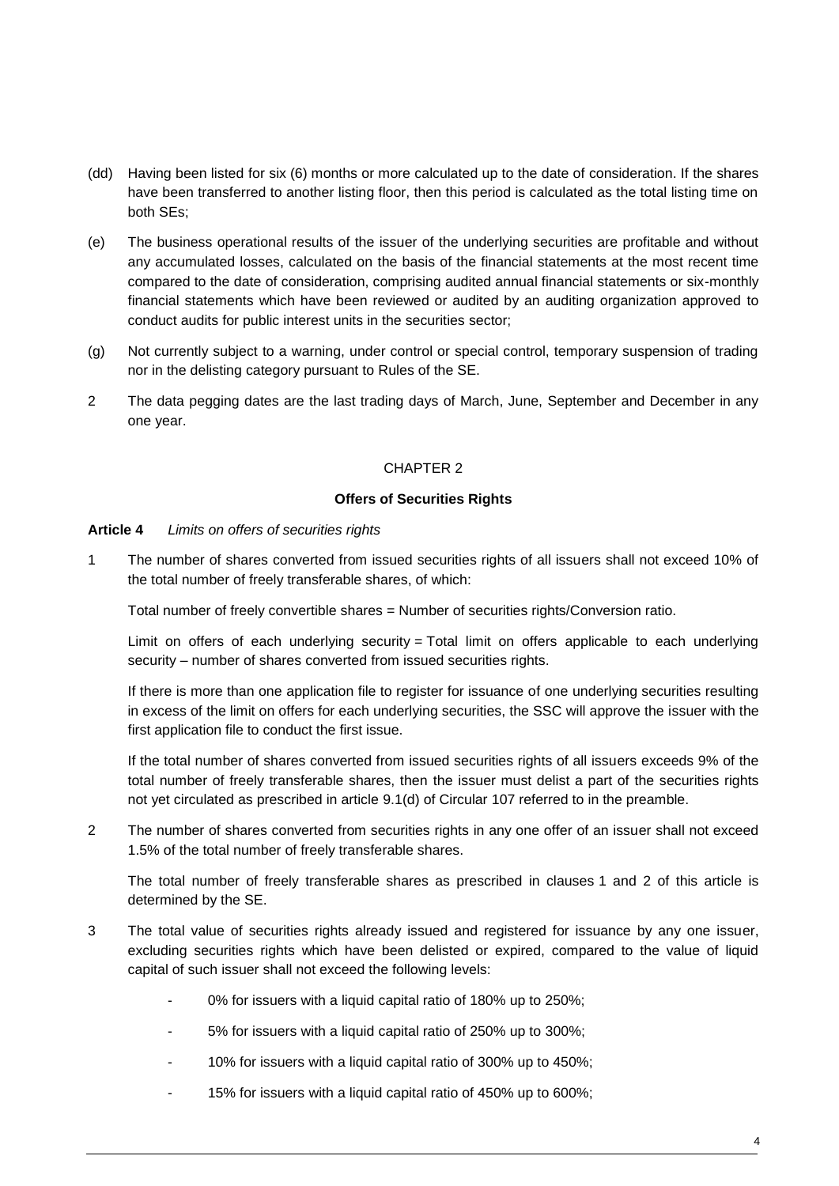(dd) Having been listed for six (6) months or more calculated up to the date of consideration. If the shares have been transferred to another listing floor, then this period is calculated as the total listing time on both SEs;

(e) The business operational results of the issuer of the underlying securities are profitable and without any accumulated losses, calculated on the basis of the financial statements at the most recent time compared to the date of consideration, comprising audited annual financial statements or six-monthly financial statements which have been reviewed or audited by an auditing organization approved to conduct audits for public interest units in the securities sector;

(g) Not currently subject to a warning, under control or special control, temporary suspension of trading nor in the delisting category pursuant to Rules of the SE.

2 The data pegging dates are the last trading days of March, June, September and December in any one year.

## CHAPTER 2

### Offers of Securities Rights

**Article 4** *Limits on offers of securities rights*

1 The number of shares converted from issued securities rights of all issuers shall not exceed 10% of the total number of freely transferable shares, of which:

Total number of freely convertible shares = Number of securities rights/Conversion ratio.

Limit on offers of each underlying security = Total limit on offers applicable to each underlying security – number of shares converted from issued securities rights.

If there is more than one application file to register for issuance of one underlying securities resulting in excess of the limit on offers for each underlying securities, the SSC will approve the issuer with the first application file to conduct the first issue.

If the total number of shares converted from issued securities rights of all issuers exceeds 9% of the total number of freely transferable shares, then the issuer must delist a part of the securities rights not yet circulated as prescribed in article 9.1(d) of Circular 107 referred to in the preamble.

2 The number of shares converted from securities rights in any one offer of an issuer shall not exceed 1.5% of the total number of freely transferable shares.

The total number of freely transferable shares as prescribed in clauses 1 and 2 of this article is determined by the SE.

3 The total value of securities rights already issued and registered for issuance by any one issuer, excluding securities rights which have been delisted or expired, compared to the value of liquid capital of such issuer shall not exceed the following levels:

- 0% for issuers with a liquid capital ratio of 180% up to 250%;
- 5% for issuers with a liquid capital ratio of 250% up to 300%;
- 10% for issuers with a liquid capital ratio of 300% up to 450%;
- 15% for issuers with a liquid capital ratio of 450% up to 600%;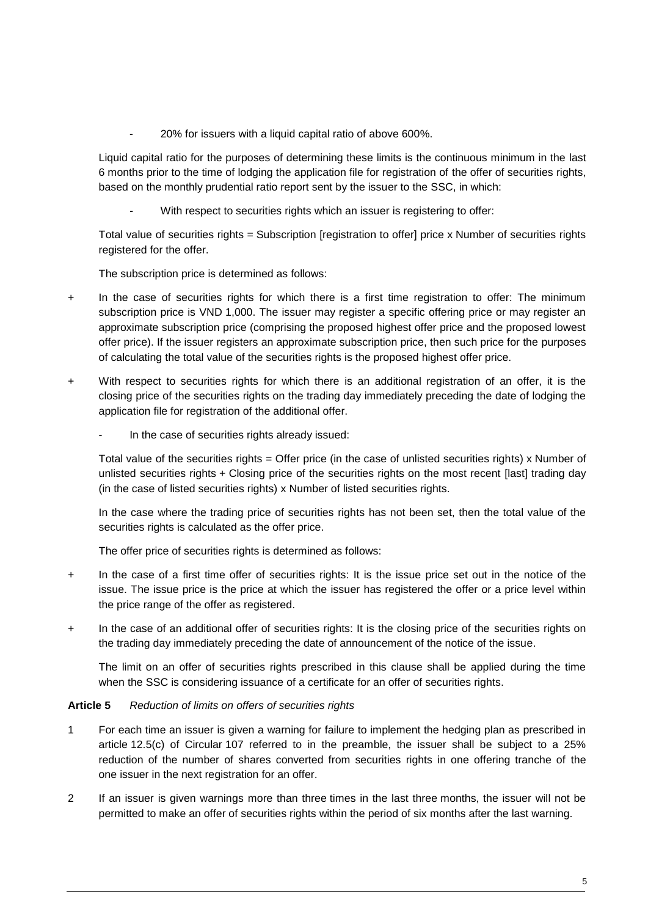- 20% for issuers with a liquid capital ratio of above 600%.

Liquid capital ratio for the purposes of determining these limits is the continuous minimum in the last 6 months prior to the time of lodging the application file for registration of the offer of securities rights, based on the monthly prudential ratio report sent by the issuer to the SSC, in which:

- With respect to securities rights which an issuer is registering to offer:

Total value of securities rights = Subscription [registration to offer] price x Number of securities rights registered for the offer.

The subscription price is determined as follows:

+ In the case of securities rights for which there is a first time registration to offer: The minimum subscription price is VND 1,000. The issuer may register a specific offering price or may register an approximate subscription price (comprising the proposed highest offer price and the proposed lowest offer price). If the issuer registers an approximate subscription price, then such price for the purposes of calculating the total value of the securities rights is the proposed highest offer price.

+ With respect to securities rights for which there is an additional registration of an offer, it is the closing price of the securities rights on the trading day immediately preceding the date of lodging the application file for registration of the additional offer.

- In the case of securities rights already issued:

Total value of the securities rights = Offer price (in the case of unlisted securities rights) x Number of unlisted securities rights + Closing price of the securities rights on the most recent [last] trading day (in the case of listed securities rights) x Number of listed securities rights.

In the case where the trading price of securities rights has not been set, then the total value of the securities rights is calculated as the offer price.

The offer price of securities rights is determined as follows:

+ In the case of a first time offer of securities rights: It is the issue price set out in the notice of the issue. The issue price is the price at which the issuer has registered the offer or a price level within the price range of the offer as registered.

+ In the case of an additional offer of securities rights: It is the closing price of the securities rights on the trading day immediately preceding the date of announcement of the notice of the issue.

The limit on an offer of securities rights prescribed in this clause shall be applied during the time when the SSC is considering issuance of a certificate for an offer of securities rights.

**Article 5** *Reduction of limits on offers of securities rights*

1. For each time an issuer is given a warning for failure to implement the hedging plan as prescribed in article 12.5(c) of Circular 107 referred to in the preamble, the issuer shall be subject to a 25% reduction of the number of shares converted from securities rights in one offering tranche of the one issuer in the next registration for an offer.

2. If an issuer is given warnings more than three times in the last three months, the issuer will not be permitted to make an offer of securities rights within the period of six months after the last warning.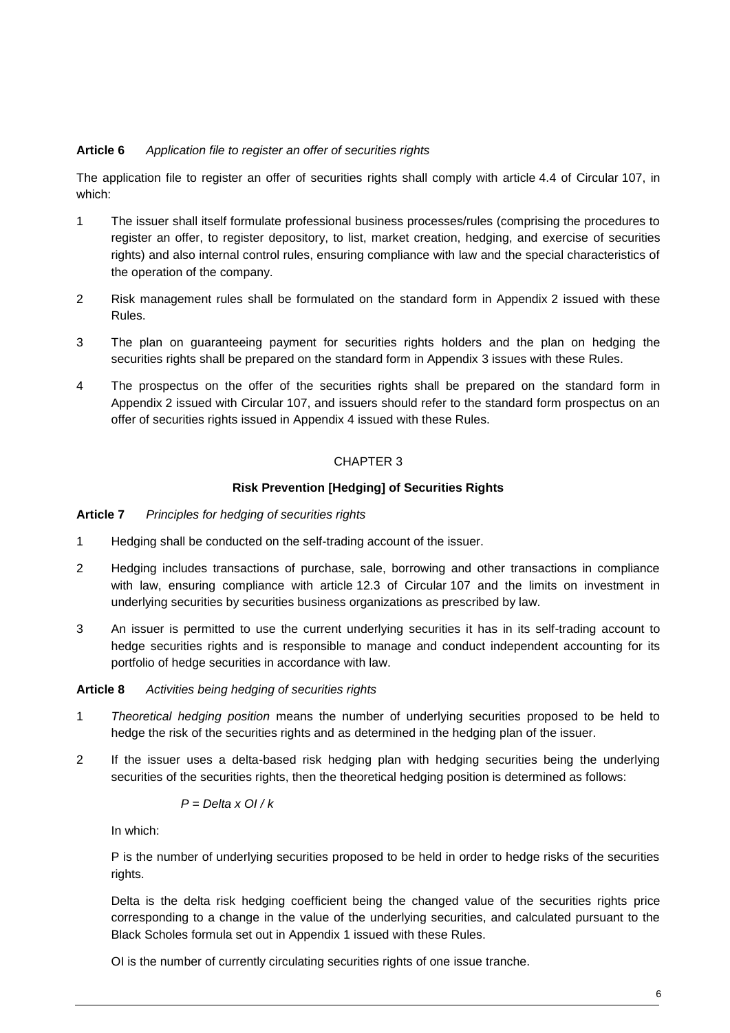**Article 6** *Application file to register an offer of securities rights*

The application file to register an offer of securities rights shall comply with article 4.4 of Circular 107, in which:

1. The issuer shall itself formulate professional business processes/rules (comprising the procedures to register an offer, to register depository, to list, market creation, hedging, and exercise of securities rights) and also internal control rules, ensuring compliance with law and the special characteristics of the operation of the company.
2. Risk management rules shall be formulated on the standard form in Appendix 2 issued with these Rules.
3. The plan on guaranteeing payment for securities rights holders and the plan on hedging the securities rights shall be prepared on the standard form in Appendix 3 issues with these Rules.
4. The prospectus on the offer of the securities rights shall be prepared on the standard form in Appendix 2 issued with Circular 107, and issuers should refer to the standard form prospectus on an offer of securities rights issued in Appendix 4 issued with these Rules.

## CHAPTER 3

## Risk Prevention [Hedging] of Securities Rights

**Article 7** *Principles for hedging of securities rights*

1. Hedging shall be conducted on the self-trading account of the issuer.
2. Hedging includes transactions of purchase, sale, borrowing and other transactions in compliance with law, ensuring compliance with article 12.3 of Circular 107 and the limits on investment in underlying securities by securities business organizations as prescribed by law.
3. An issuer is permitted to use the current underlying securities it has in its self-trading account to hedge securities rights and is responsible to manage and conduct independent accounting for its portfolio of hedge securities in accordance with law.

**Article 8** *Activities being hedging of securities rights*

1. *Theoretical hedging position* means the number of underlying securities proposed to be held to hedge the risk of the securities rights and as determined in the hedging plan of the issuer.
2. If the issuer uses a delta-based risk hedging plan with hedging securities being the underlying securities of the securities rights, then the theoretical hedging position is determined as follows:

   $$P = Delta \times OI / k$$

   In which:

   P is the number of underlying securities proposed to be held in order to hedge risks of the securities rights.

   Delta is the delta risk hedging coefficient being the changed value of the securities rights price corresponding to a change in the value of the underlying securities, and calculated pursuant to the Black Scholes formula set out in Appendix 1 issued with these Rules.

   OI is the number of currently circulating securities rights of one issue tranche.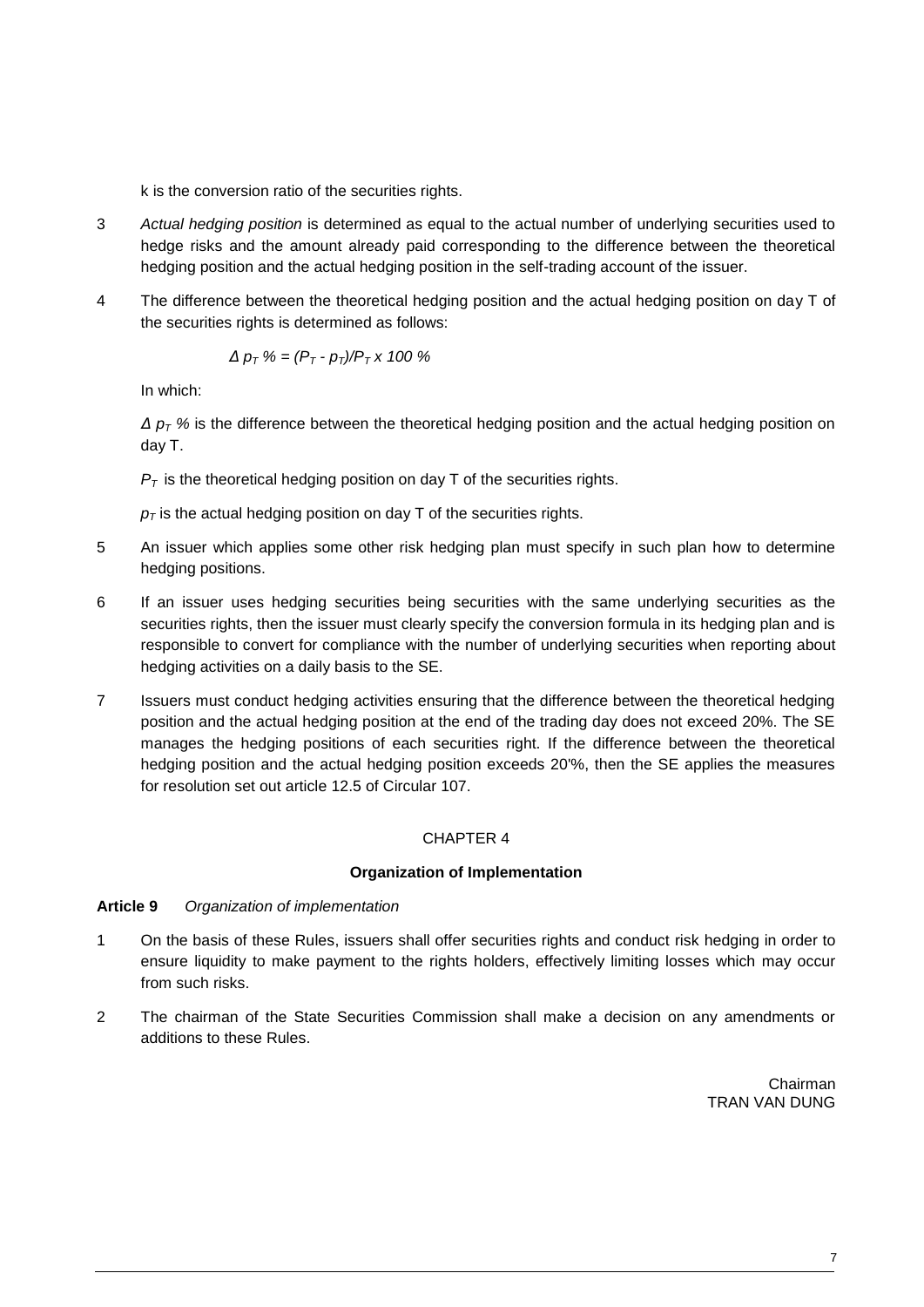k is the conversion ratio of the securities rights.

3 *Actual hedging position* is determined as equal to the actual number of underlying securities used to hedge risks and the amount already paid corresponding to the difference between the theoretical hedging position and the actual hedging position in the self-trading account of the issuer.

4 The difference between the theoretical hedging position and the actual hedging position on day T of the securities rights is determined as follows:

$$\Delta p_T \% = (P_T - p_T)/P_T \times 100 \%$$

In which:

$\Delta p_T \%$ is the difference between the theoretical hedging position and the actual hedging position on day T.

$P_T$ is the theoretical hedging position on day T of the securities rights.

$p_T$ is the actual hedging position on day T of the securities rights.

5 An issuer which applies some other risk hedging plan must specify in such plan how to determine hedging positions.

6 If an issuer uses hedging securities being securities with the same underlying securities as the securities rights, then the issuer must clearly specify the conversion formula in its hedging plan and is responsible to convert for compliance with the number of underlying securities when reporting about hedging activities on a daily basis to the SE.

7 Issuers must conduct hedging activities ensuring that the difference between the theoretical hedging position and the actual hedging position at the end of the trading day does not exceed 20%. The SE manages the hedging positions of each securities right. If the difference between the theoretical hedging position and the actual hedging position exceeds 20'%, then the SE applies the measures for resolution set out article 12.5 of Circular 107.

## CHAPTER 4

## Organization of Implementation

**Article 9** *Organization of implementation*

1 On the basis of these Rules, issuers shall offer securities rights and conduct risk hedging in order to ensure liquidity to make payment to the rights holders, effectively limiting losses which may occur from such risks.

2 The chairman of the State Securities Commission shall make a decision on any amendments or additions to these Rules.

Chairman
TRAN VAN DUNG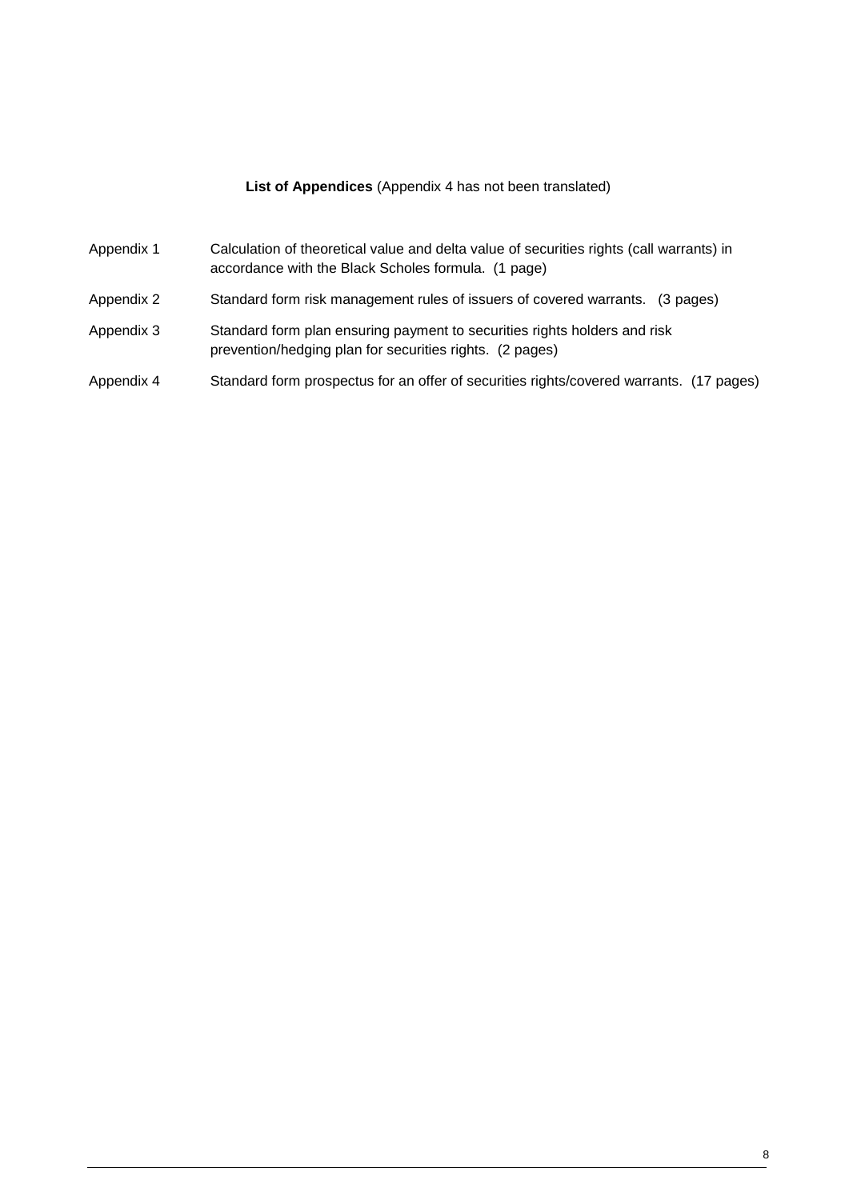**List of Appendices** (Appendix 4 has not been translated)

| | |
|---|---|
| Appendix 1 | Calculation of theoretical value and delta value of securities rights (call warrants) in accordance with the Black Scholes formula. (1 page) |
| Appendix 2 | Standard form risk management rules of issuers of covered warrants. (3 pages) |
| Appendix 3 | Standard form plan ensuring payment to securities rights holders and risk prevention/hedging plan for securities rights. (2 pages) |
| Appendix 4 | Standard form prospectus for an offer of securities rights/covered warrants. (17 pages) |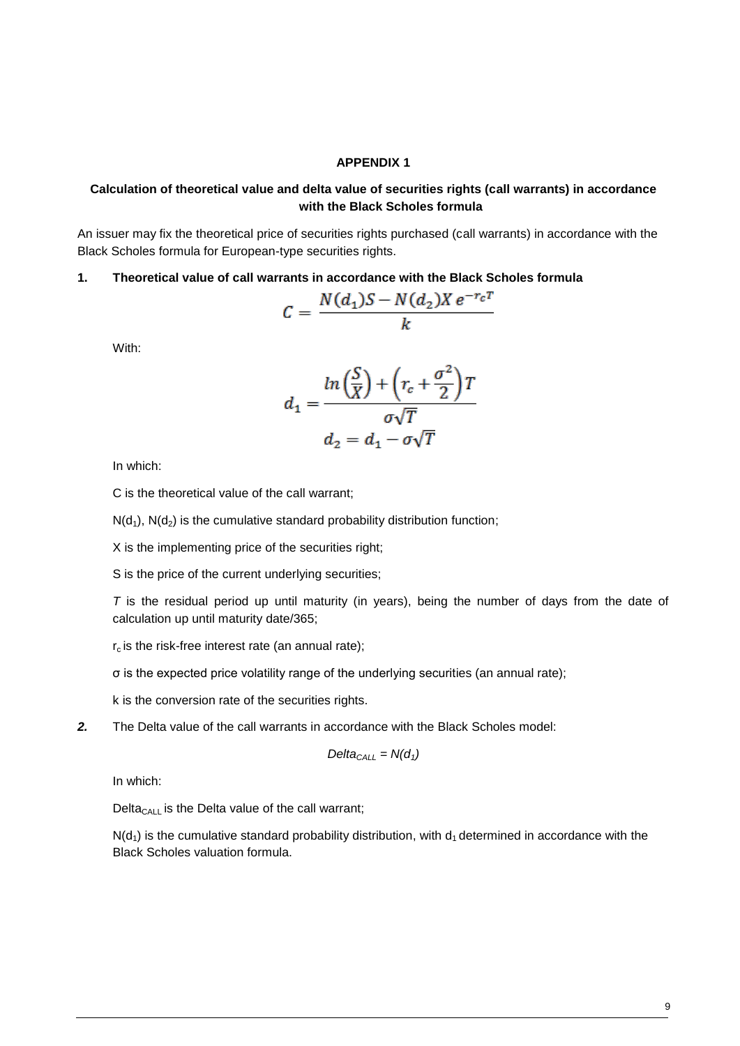**APPENDIX 1**

**Calculation of theoretical value and delta value of securities rights (call warrants) in accordance with the Black Scholes formula**

An issuer may fix the theoretical price of securities rights purchased (call warrants) in accordance with the Black Scholes formula for European-type securities rights.

**1. Theoretical value of call warrants in accordance with the Black Scholes formula**

$$C = \frac{N(d_1)S - N(d_2)X\,e^{-r_c T}}{k}$$

With:

$$d_1 = \frac{ln\left(\frac{S}{X}\right) + \left(r_c + \frac{\sigma^2}{2}\right)T}{\sigma\sqrt{T}}$$

$$d_2 = d_1 - \sigma\sqrt{T}$$

In which:

C is the theoretical value of the call warrant;

$N(d_1)$, $N(d_2)$ is the cumulative standard probability distribution function;

X is the implementing price of the securities right;

S is the price of the current underlying securities;

*T* is the residual period up until maturity (in years), being the number of days from the date of calculation up until maturity date/365;

$r_c$ is the risk-free interest rate (an annual rate);

σ is the expected price volatility range of the underlying securities (an annual rate);

k is the conversion rate of the securities rights.

***2.*** The Delta value of the call warrants in accordance with the Black Scholes model:

$$Delta_{CALL} = N(d_1)$$

In which:

$Delta_{CALL}$ is the Delta value of the call warrant;

$N(d_1)$ is the cumulative standard probability distribution, with $d_1$ determined in accordance with the Black Scholes valuation formula.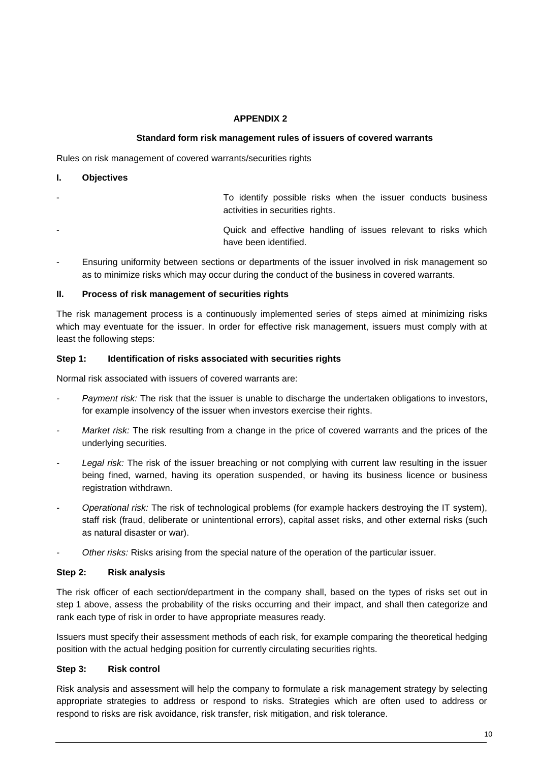**APPENDIX 2**

**Standard form risk management rules of issuers of covered warrants**

Rules on risk management of covered warrants/securities rights

## I. Objectives

- To identify possible risks when the issuer conducts business activities in securities rights.
- Quick and effective handling of issues relevant to risks which have been identified.
- Ensuring uniformity between sections or departments of the issuer involved in risk management so as to minimize risks which may occur during the conduct of the business in covered warrants.

## II. Process of risk management of securities rights

The risk management process is a continuously implemented series of steps aimed at minimizing risks which may eventuate for the issuer. In order for effective risk management, issuers must comply with at least the following steps:

### Step 1: Identification of risks associated with securities rights

Normal risk associated with issuers of covered warrants are:

- *Payment risk:* The risk that the issuer is unable to discharge the undertaken obligations to investors, for example insolvency of the issuer when investors exercise their rights.
- *Market risk:* The risk resulting from a change in the price of covered warrants and the prices of the underlying securities.
- *Legal risk:* The risk of the issuer breaching or not complying with current law resulting in the issuer being fined, warned, having its operation suspended, or having its business licence or business registration withdrawn.
- *Operational risk:* The risk of technological problems (for example hackers destroying the IT system), staff risk (fraud, deliberate or unintentional errors), capital asset risks, and other external risks (such as natural disaster or war).
- *Other risks:* Risks arising from the special nature of the operation of the particular issuer.

### Step 2: Risk analysis

The risk officer of each section/department in the company shall, based on the types of risks set out in step 1 above, assess the probability of the risks occurring and their impact, and shall then categorize and rank each type of risk in order to have appropriate measures ready.

Issuers must specify their assessment methods of each risk, for example comparing the theoretical hedging position with the actual hedging position for currently circulating securities rights.

### Step 3: Risk control

Risk analysis and assessment will help the company to formulate a risk management strategy by selecting appropriate strategies to address or respond to risks. Strategies which are often used to address or respond to risks are risk avoidance, risk transfer, risk mitigation, and risk tolerance.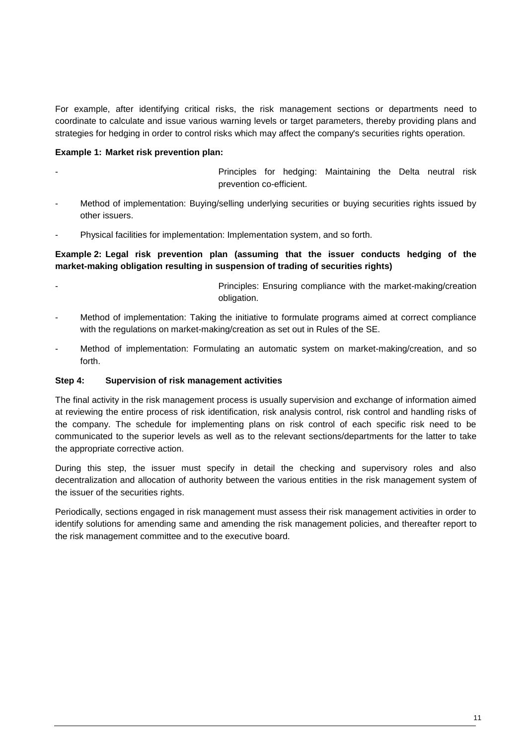For example, after identifying critical risks, the risk management sections or departments need to coordinate to calculate and issue various warning levels or target parameters, thereby providing plans and strategies for hedging in order to control risks which may affect the company's securities rights operation.

**Example 1: Market risk prevention plan:**

- Principles for hedging: Maintaining the Delta neutral risk prevention co-efficient.
- Method of implementation: Buying/selling underlying securities or buying securities rights issued by other issuers.
- Physical facilities for implementation: Implementation system, and so forth.

**Example 2: Legal risk prevention plan (assuming that the issuer conducts hedging of the market-making obligation resulting in suspension of trading of securities rights)**

- Principles: Ensuring compliance with the market-making/creation obligation.
- Method of implementation: Taking the initiative to formulate programs aimed at correct compliance with the regulations on market-making/creation as set out in Rules of the SE.
- Method of implementation: Formulating an automatic system on market-making/creation, and so forth.

**Step 4: Supervision of risk management activities**

The final activity in the risk management process is usually supervision and exchange of information aimed at reviewing the entire process of risk identification, risk analysis control, risk control and handling risks of the company. The schedule for implementing plans on risk control of each specific risk need to be communicated to the superior levels as well as to the relevant sections/departments for the latter to take the appropriate corrective action.

During this step, the issuer must specify in detail the checking and supervisory roles and also decentralization and allocation of authority between the various entities in the risk management system of the issuer of the securities rights.

Periodically, sections engaged in risk management must assess their risk management activities in order to identify solutions for amending same and amending the risk management policies, and thereafter report to the risk management committee and to the executive board.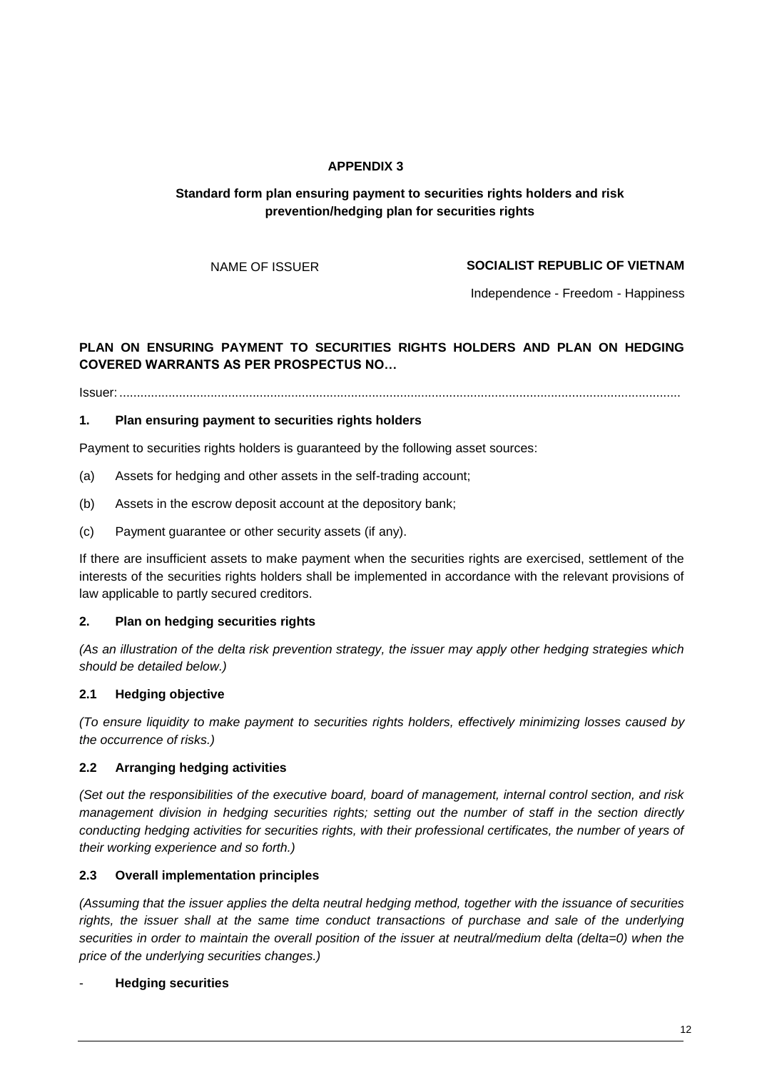**APPENDIX 3**

**Standard form plan ensuring payment to securities rights holders and risk prevention/hedging plan for securities rights**

| NAME OF ISSUER | **SOCIALIST REPUBLIC OF VIETNAM** |
| --- | --- |
| | Independence - Freedom - Happiness |

**PLAN ON ENSURING PAYMENT TO SECURITIES RIGHTS HOLDERS AND PLAN ON HEDGING COVERED WARRANTS AS PER PROSPECTUS NO…**

Issuer: ..............................................................................................................................................................

**1. Plan ensuring payment to securities rights holders**

Payment to securities rights holders is guaranteed by the following asset sources:

(a) Assets for hedging and other assets in the self-trading account;

(b) Assets in the escrow deposit account at the depository bank;

(c) Payment guarantee or other security assets (if any).

If there are insufficient assets to make payment when the securities rights are exercised, settlement of the interests of the securities rights holders shall be implemented in accordance with the relevant provisions of law applicable to partly secured creditors.

**2. Plan on hedging securities rights**

*(As an illustration of the delta risk prevention strategy, the issuer may apply other hedging strategies which should be detailed below.)*

**2.1 Hedging objective**

*(To ensure liquidity to make payment to securities rights holders, effectively minimizing losses caused by the occurrence of risks.)*

**2.2 Arranging hedging activities**

*(Set out the responsibilities of the executive board, board of management, internal control section, and risk management division in hedging securities rights; setting out the number of staff in the section directly conducting hedging activities for securities rights, with their professional certificates, the number of years of their working experience and so forth.)*

**2.3 Overall implementation principles**

*(Assuming that the issuer applies the delta neutral hedging method, together with the issuance of securities rights, the issuer shall at the same time conduct transactions of purchase and sale of the underlying securities in order to maintain the overall position of the issuer at neutral/medium delta (delta=0) when the price of the underlying securities changes.)*

- **Hedging securities**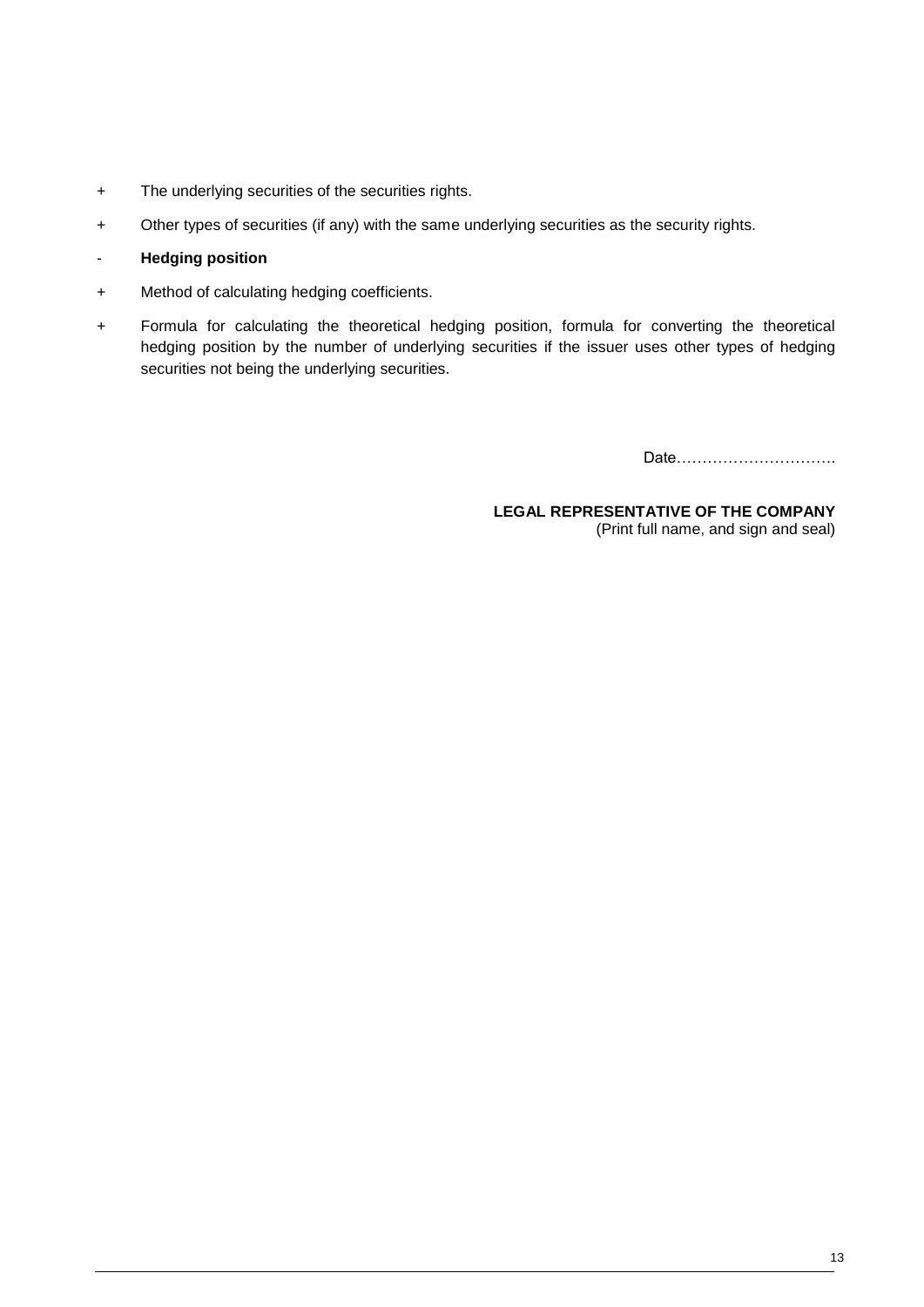+ The underlying securities of the securities rights.

+ Other types of securities (if any) with the same underlying securities as the security rights.

- **Hedging position**

+ Method of calculating hedging coefficients.

+ Formula for calculating the theoretical hedging position, formula for converting the theoretical hedging position by the number of underlying securities if the issuer uses other types of hedging securities not being the underlying securities.

Date…………………………

**LEGAL REPRESENTATIVE OF THE COMPANY**
(Print full name, and sign and seal)